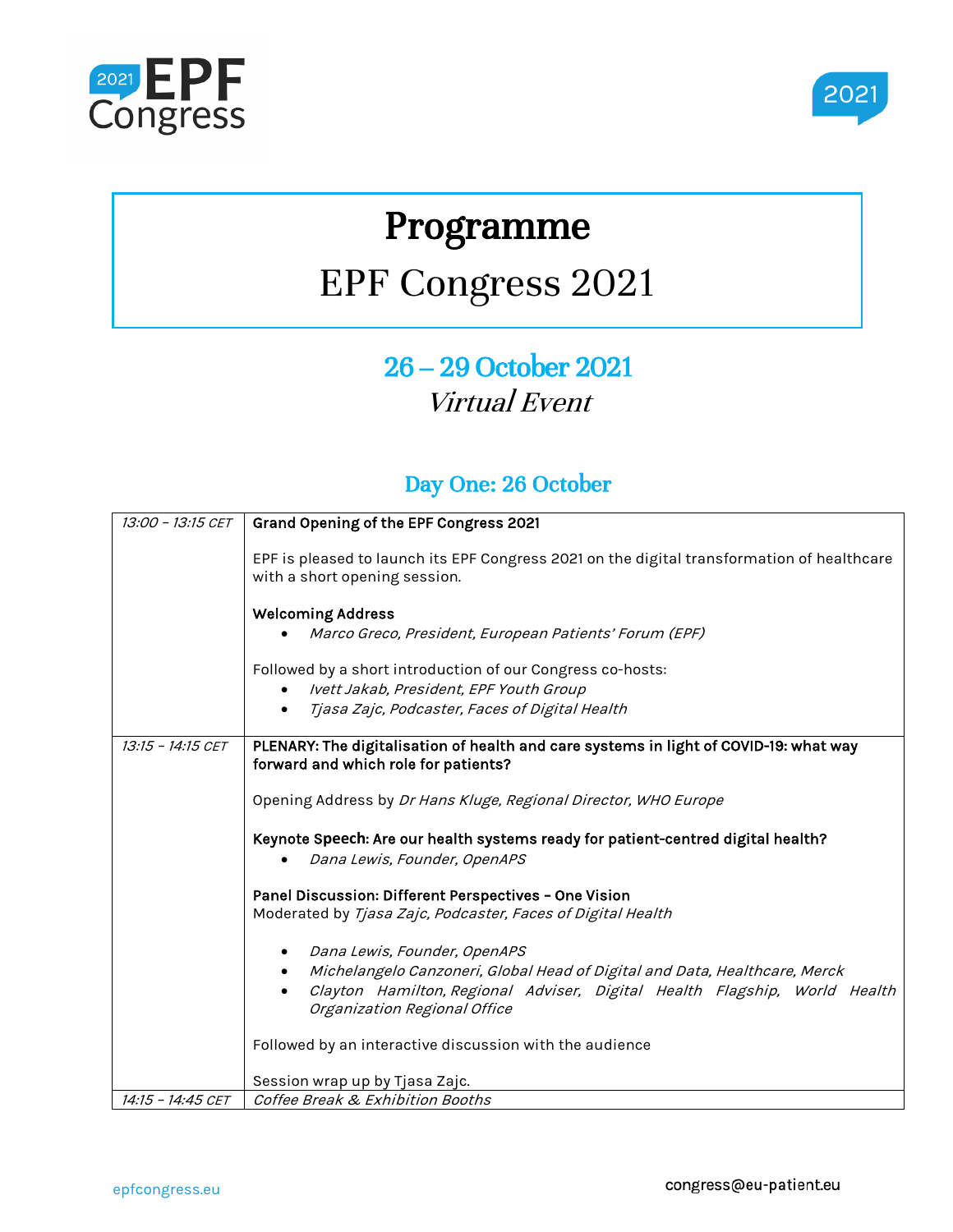# Programme

## EPF Congress 2021

### 26 – 29 October 2021

*Virtual Event*

## Day One: 26 October

| | |
|---|---|
| *13:00 – 13:15 CET* | **Grand Opening of the EPF Congress 2021**<br><br>EPF is pleased to launch its EPF Congress 2021 on the digital transformation of healthcare with a short opening session.<br><br>**Welcoming Address**<br>• *Marco Greco, President, European Patients' Forum (EPF)*<br><br>Followed by a short introduction of our Congress co-hosts:<br>• *Ivett Jakab, President, EPF Youth Group*<br>• *Tjasa Zajc, Podcaster, Faces of Digital Health* |
| *13:15 – 14:15 CET* | **PLENARY: The digitalisation of health and care systems in light of COVID-19: what way forward and which role for patients?**<br><br>Opening Address by *Dr Hans Kluge, Regional Director, WHO Europe*<br><br>**Keynote Speech: Are our health systems ready for patient-centred digital health?**<br>• *Dana Lewis, Founder, OpenAPS*<br><br>**Panel Discussion: Different Perspectives – One Vision**<br>Moderated by *Tjasa Zajc, Podcaster, Faces of Digital Health*<br><br>• *Dana Lewis, Founder, OpenAPS*<br>• *Michelangelo Canzoneri, Global Head of Digital and Data, Healthcare, Merck*<br>• *Clayton Hamilton, Regional Adviser, Digital Health Flagship, World Health Organization Regional Office*<br><br>Followed by an interactive discussion with the audience<br><br>Session wrap up by Tjasa Zajc. |
| *14:15 – 14:45 CET* | *Coffee Break & Exhibition Booths* |

epfcongress.eu

congress@eu-patient.eu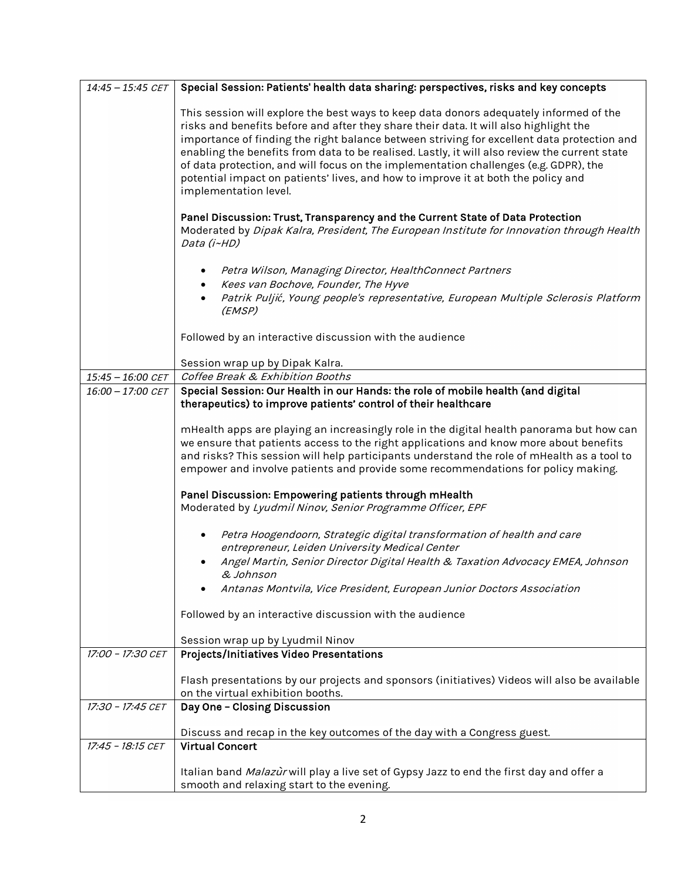| | |
|---|---|
| *14:45 – 15:45 CET* | **Special Session: Patients' health data sharing: perspectives, risks and key concepts**<br><br>This session will explore the best ways to keep data donors adequately informed of the risks and benefits before and after they share their data. It will also highlight the importance of finding the right balance between striving for excellent data protection and enabling the benefits from data to be realised. Lastly, it will also review the current state of data protection, and will focus on the implementation challenges (e.g. GDPR), the potential impact on patients' lives, and how to improve it at both the policy and implementation level.<br><br>**Panel Discussion: Trust, Transparency and the Current State of Data Protection**<br>Moderated by *Dipak Kalra, President, The European Institute for Innovation through Health Data (i~HD)*<br><br>• *Petra Wilson, Managing Director, HealthConnect Partners*<br>• *Kees van Bochove, Founder, The Hyve*<br>• *Patrik Puljić, Young people's representative, European Multiple Sclerosis Platform (EMSP)*<br><br>Followed by an interactive discussion with the audience<br><br>Session wrap up by Dipak Kalra. |
| *15:45 – 16:00 CET* | *Coffee Break & Exhibition Booths* |
| *16:00 – 17:00 CET* | **Special Session: Our Health in our Hands: the role of mobile health (and digital therapeutics) to improve patients' control of their healthcare**<br><br>mHealth apps are playing an increasingly role in the digital health panorama but how can we ensure that patients access to the right applications and know more about benefits and risks? This session will help participants understand the role of mHealth as a tool to empower and involve patients and provide some recommendations for policy making.<br><br>**Panel Discussion: Empowering patients through mHealth**<br>Moderated by *Lyudmil Ninov, Senior Programme Officer, EPF*<br><br>• *Petra Hoogendoorn, Strategic digital transformation of health and care entrepreneur, Leiden University Medical Center*<br>• *Angel Martin, Senior Director Digital Health & Taxation Advocacy EMEA, Johnson & Johnson*<br>• *Antanas Montvila, Vice President, European Junior Doctors Association*<br><br>Followed by an interactive discussion with the audience<br><br>Session wrap up by Lyudmil Ninov |
| *17:00 – 17:30 CET* | **Projects/Initiatives Video Presentations**<br><br>Flash presentations by our projects and sponsors (initiatives) Videos will also be available on the virtual exhibition booths. |
| *17:30 – 17:45 CET* | **Day One – Closing Discussion**<br><br>Discuss and recap in the key outcomes of the day with a Congress guest. |
| *17:45 – 18:15 CET* | **Virtual Concert**<br><br>Italian band *Malazùr* will play a live set of Gypsy Jazz to end the first day and offer a smooth and relaxing start to the evening. |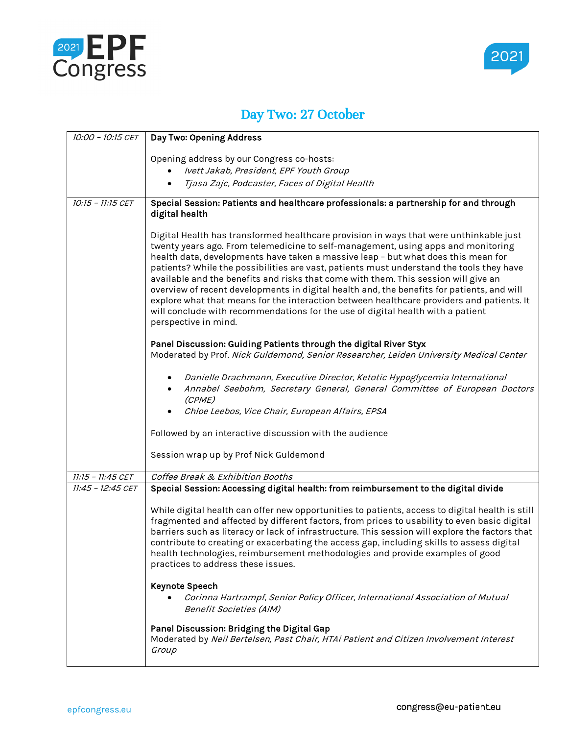## Day Two: 27 October

| Time | Session |
|---|---|
| *10:00 – 10:15 CET* | **Day Two: Opening Address**<br><br>Opening address by our Congress co-hosts:<br>• *Ivett Jakab, President, EPF Youth Group*<br>• *Tjasa Zajc, Podcaster, Faces of Digital Health* |
| *10:15 – 11:15 CET* | **Special Session: Patients and healthcare professionals: a partnership for and through digital health**<br><br>Digital Health has transformed healthcare provision in ways that were unthinkable just twenty years ago. From telemedicine to self-management, using apps and monitoring health data, developments have taken a massive leap – but what does this mean for patients? While the possibilities are vast, patients must understand the tools they have available and the benefits and risks that come with them. This session will give an overview of recent developments in digital health and, the benefits for patients, and will explore what that means for the interaction between healthcare providers and patients. It will conclude with recommendations for the use of digital health with a patient perspective in mind.<br><br>**Panel Discussion: Guiding Patients through the digital River Styx**<br>Moderated by Prof. *Nick Guldemond, Senior Researcher, Leiden University Medical Center*<br><br>• *Danielle Drachmann, Executive Director, Ketotic Hypoglycemia International*<br>• *Annabel Seebohm, Secretary General, General Committee of European Doctors (CPME)*<br>• *Chloe Leebos, Vice Chair, European Affairs, EPSA*<br><br>Followed by an interactive discussion with the audience<br><br>Session wrap up by Prof Nick Guldemond |
| *11:15 – 11:45 CET* | *Coffee Break & Exhibition Booths* |
| *11:45 – 12:45 CET* | **Special Session: Accessing digital health: from reimbursement to the digital divide**<br><br>While digital health can offer new opportunities to patients, access to digital health is still fragmented and affected by different factors, from prices to usability to even basic digital barriers such as literacy or lack of infrastructure. This session will explore the factors that contribute to creating or exacerbating the access gap, including skills to assess digital health technologies, reimbursement methodologies and provide examples of good practices to address these issues.<br><br>**Keynote Speech**<br>• *Corinna Hartrampf, Senior Policy Officer, International Association of Mutual Benefit Societies (AIM)*<br><br>**Panel Discussion: Bridging the Digital Gap**<br>Moderated by *Neil Bertelsen, Past Chair, HTAi Patient and Citizen Involvement Interest Group* |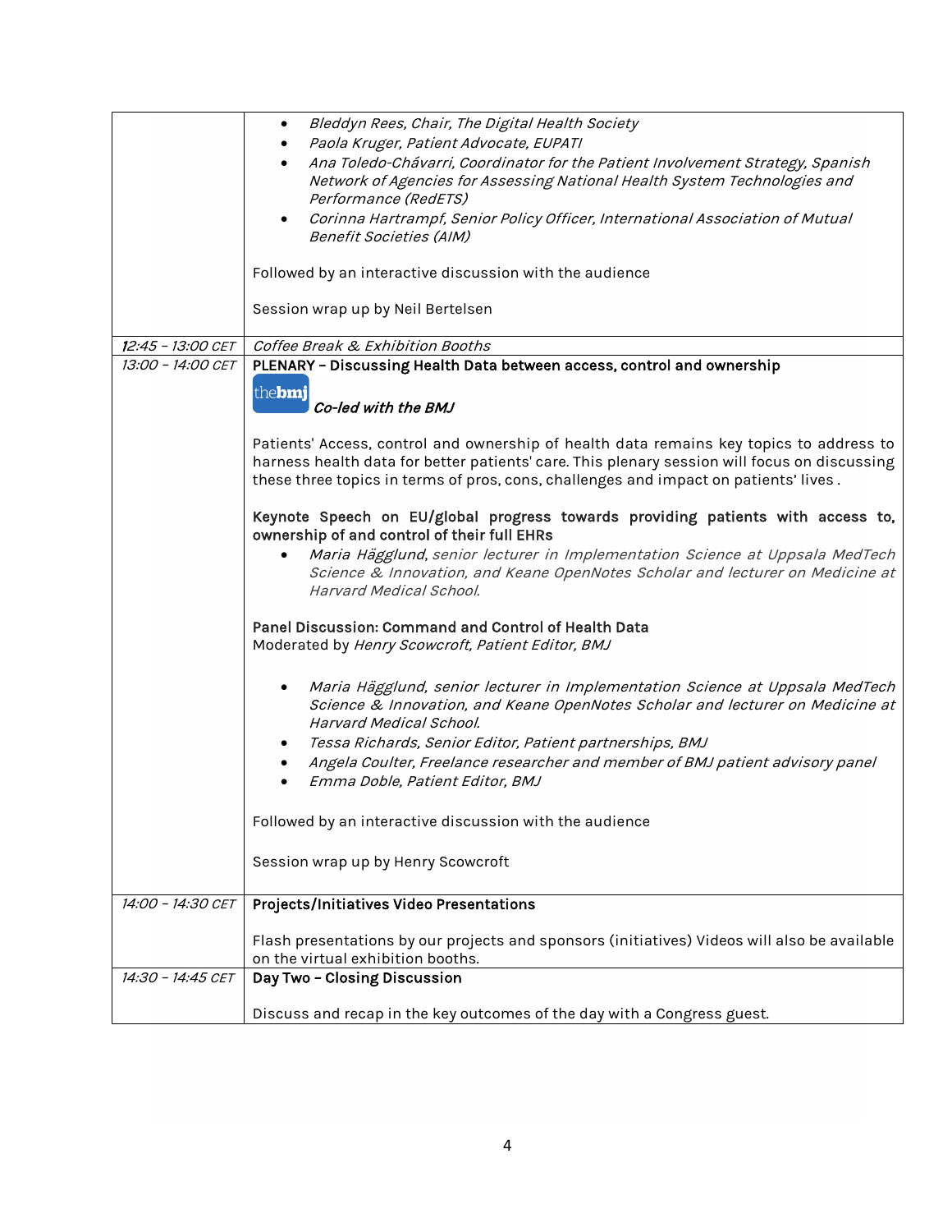| | |
|---|---|
| | • *Bleddyn Rees, Chair, The Digital Health Society*<br>• *Paola Kruger, Patient Advocate, EUPATI*<br>• *Ana Toledo-Chávarri, Coordinator for the Patient Involvement Strategy, Spanish Network of Agencies for Assessing National Health System Technologies and Performance (RedETS)*<br>• *Corinna Hartrampf, Senior Policy Officer, International Association of Mutual Benefit Societies (AIM)*<br><br>Followed by an interactive discussion with the audience<br><br>Session wrap up by Neil Bertelsen |
| *12:45 – 13:00 CET* | *Coffee Break & Exhibition Booths* |
| *13:00 – 14:00 CET* | **PLENARY – Discussing Health Data between access, control and ownership**<br>thebmj ***Co-led with the BMJ***<br><br>Patients' Access, control and ownership of health data remains key topics to address to harness health data for better patients' care. This plenary session will focus on discussing these three topics in terms of pros, cons, challenges and impact on patients' lives .<br><br>**Keynote Speech on EU/global progress towards providing patients with access to, ownership of and control of their full EHRs**<br>• *Maria Hägglund, senior lecturer in Implementation Science at Uppsala MedTech Science & Innovation, and Keane OpenNotes Scholar and lecturer on Medicine at Harvard Medical School.*<br><br>**Panel Discussion: Command and Control of Health Data**<br>Moderated by *Henry Scowcroft, Patient Editor, BMJ*<br><br>• *Maria Hägglund, senior lecturer in Implementation Science at Uppsala MedTech Science & Innovation, and Keane OpenNotes Scholar and lecturer on Medicine at Harvard Medical School.*<br>• *Tessa Richards, Senior Editor, Patient partnerships, BMJ*<br>• *Angela Coulter, Freelance researcher and member of BMJ patient advisory panel*<br>• *Emma Doble, Patient Editor, BMJ*<br><br>Followed by an interactive discussion with the audience<br><br>Session wrap up by Henry Scowcroft |
| *14:00 – 14:30 CET* | **Projects/Initiatives Video Presentations**<br><br>Flash presentations by our projects and sponsors (initiatives) Videos will also be available on the virtual exhibition booths. |
| *14:30 – 14:45 CET* | **Day Two – Closing Discussion**<br><br>Discuss and recap in the key outcomes of the day with a Congress guest. |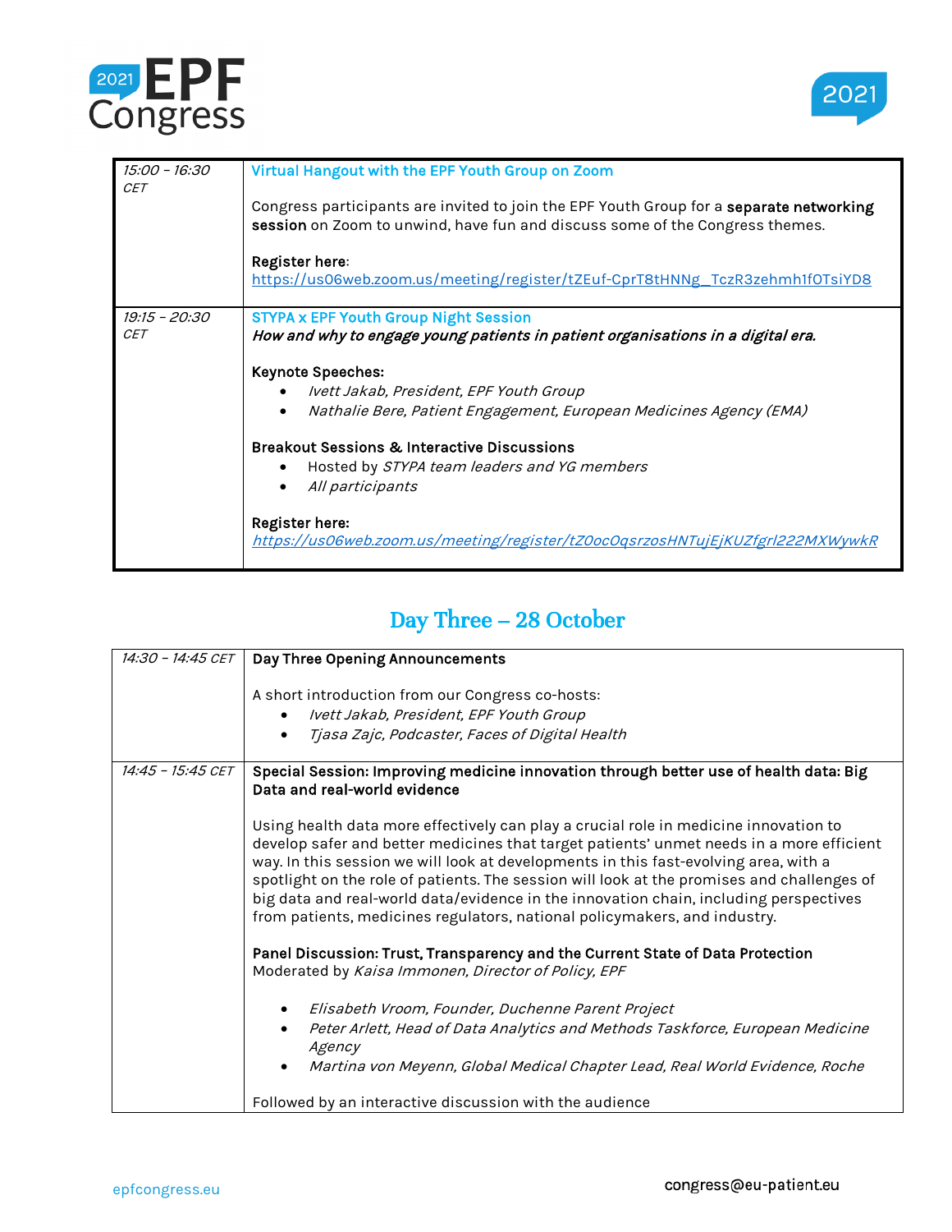| | |
|---|---|
| *15:00 – 16:30 CET* | **Virtual Hangout with the EPF Youth Group on Zoom**<br><br>Congress participants are invited to join the EPF Youth Group for a **separate networking session** on Zoom to unwind, have fun and discuss some of the Congress themes.<br><br>**Register here**: https://us06web.zoom.us/meeting/register/tZEuf-CprT8tHNNg_TczR3zehmh1fOTsiYD8 |
| *19:15 – 20:30 CET* | **STYPA x EPF Youth Group Night Session**<br>***How and why to engage young patients in patient organisations in a digital era.***<br><br>**Keynote Speeches:**<br>• *Ivett Jakab, President, EPF Youth Group*<br>• *Nathalie Bere, Patient Engagement, European Medicines Agency (EMA)*<br><br>**Breakout Sessions & Interactive Discussions**<br>• Hosted by *STYPA team leaders and YG members*<br>• *All participants*<br><br>**Register here:**<br>*https://us06web.zoom.us/meeting/register/tZ0oc0qsrzosHNTujEjKUZfgrl222MXWywkR* |

## Day Three – 28 October

| | |
|---|---|
| *14:30 – 14:45 CET* | **Day Three Opening Announcements**<br><br>A short introduction from our Congress co-hosts:<br>• *Ivett Jakab, President, EPF Youth Group*<br>• *Tjasa Zajc, Podcaster, Faces of Digital Health* |
| *14:45 – 15:45 CET* | **Special Session: Improving medicine innovation through better use of health data: Big Data and real-world evidence**<br><br>Using health data more effectively can play a crucial role in medicine innovation to develop safer and better medicines that target patients' unmet needs in a more efficient way. In this session we will look at developments in this fast-evolving area, with a spotlight on the role of patients. The session will look at the promises and challenges of big data and real-world data/evidence in the innovation chain, including perspectives from patients, medicines regulators, national policymakers, and industry.<br><br>**Panel Discussion: Trust, Transparency and the Current State of Data Protection**<br>Moderated by *Kaisa Immonen, Director of Policy, EPF*<br><br>• *Elisabeth Vroom, Founder, Duchenne Parent Project*<br>• *Peter Arlett, Head of Data Analytics and Methods Taskforce, European Medicine Agency*<br>• *Martina von Meyenn, Global Medical Chapter Lead, Real World Evidence, Roche*<br><br>Followed by an interactive discussion with the audience |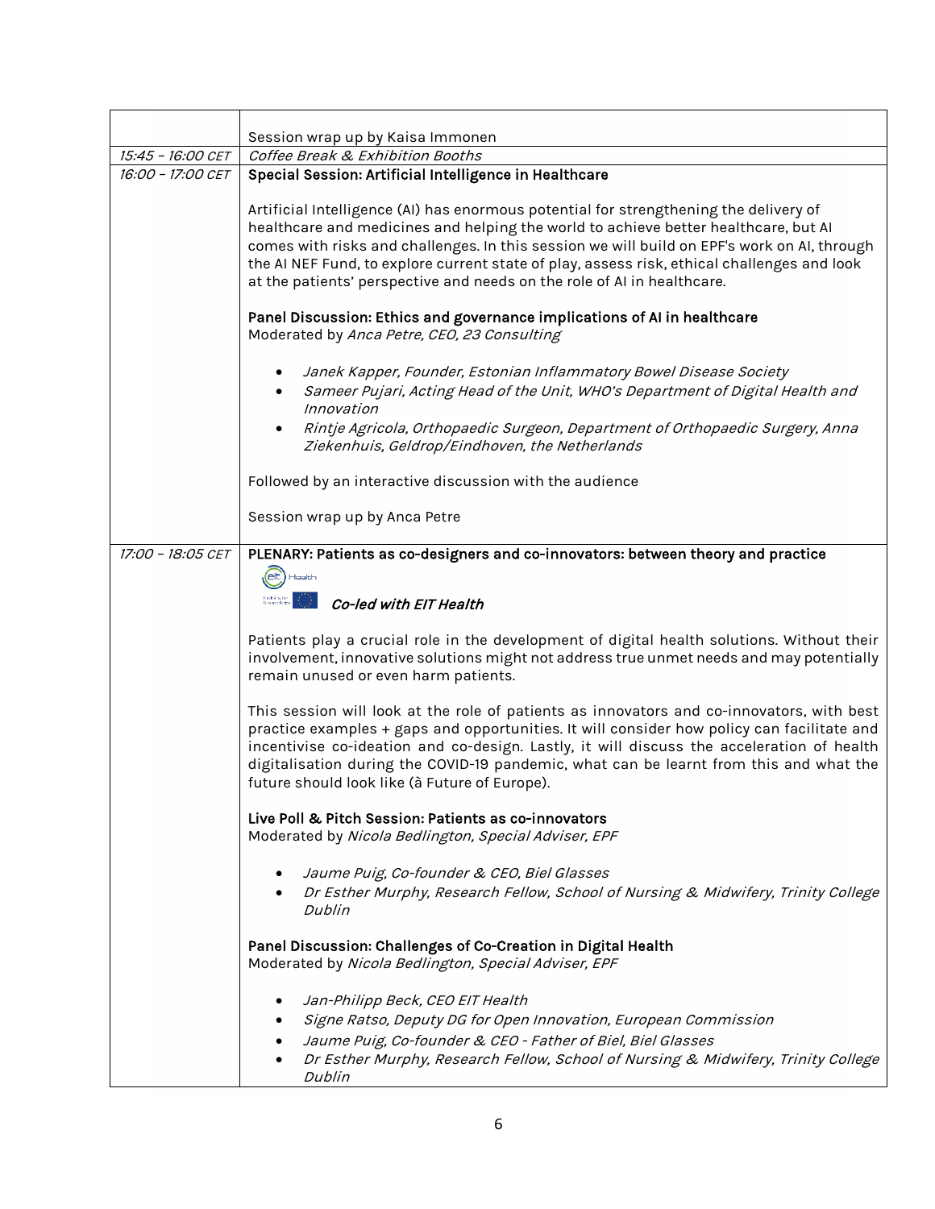| | |
|---|---|
| | Session wrap up by Kaisa Immonen |
| *15:45 – 16:00 CET* | *Coffee Break & Exhibition Booths* |
| *16:00 – 17:00 CET* | **Special Session: Artificial Intelligence in Healthcare**<br><br>Artificial Intelligence (AI) has enormous potential for strengthening the delivery of healthcare and medicines and helping the world to achieve better healthcare, but AI comes with risks and challenges. In this session we will build on EPF's work on AI, through the AI NEF Fund, to explore current state of play, assess risk, ethical challenges and look at the patients' perspective and needs on the role of AI in healthcare.<br><br>**Panel Discussion: Ethics and governance implications of AI in healthcare**<br>Moderated by *Anca Petre, CEO, 23 Consulting*<br><br>• *Janek Kapper, Founder, Estonian Inflammatory Bowel Disease Society*<br>• *Sameer Pujari, Acting Head of the Unit, WHO's Department of Digital Health and Innovation*<br>• *Rintje Agricola, Orthopaedic Surgeon, Department of Orthopaedic Surgery, Anna Ziekenhuis, Geldrop/Eindhoven, the Netherlands*<br><br>Followed by an interactive discussion with the audience<br><br>Session wrap up by Anca Petre |
| *17:00 – 18:05 CET* | **PLENARY: Patients as co-designers and co-innovators: between theory and practice**<br><br>***Co-led with EIT Health***<br><br>Patients play a crucial role in the development of digital health solutions. Without their involvement, innovative solutions might not address true unmet needs and may potentially remain unused or even harm patients.<br><br>This session will look at the role of patients as innovators and co-innovators, with best practice examples + gaps and opportunities. It will consider how policy can facilitate and incentivise co-ideation and co-design. Lastly, it will discuss the acceleration of health digitalisation during the COVID-19 pandemic, what can be learnt from this and what the future should look like (à Future of Europe).<br><br>**Live Poll & Pitch Session: Patients as co-innovators**<br>Moderated by *Nicola Bedlington, Special Adviser, EPF*<br><br>• *Jaume Puig, Co-founder & CEO, Biel Glasses*<br>• *Dr Esther Murphy, Research Fellow, School of Nursing & Midwifery, Trinity College Dublin*<br><br>**Panel Discussion: Challenges of Co-Creation in Digital Health**<br>Moderated by *Nicola Bedlington, Special Adviser, EPF*<br><br>• *Jan-Philipp Beck, CEO EIT Health*<br>• *Signe Ratso, Deputy DG for Open Innovation, European Commission*<br>• *Jaume Puig, Co-founder & CEO - Father of Biel, Biel Glasses*<br>• *Dr Esther Murphy, Research Fellow, School of Nursing & Midwifery, Trinity College Dublin* |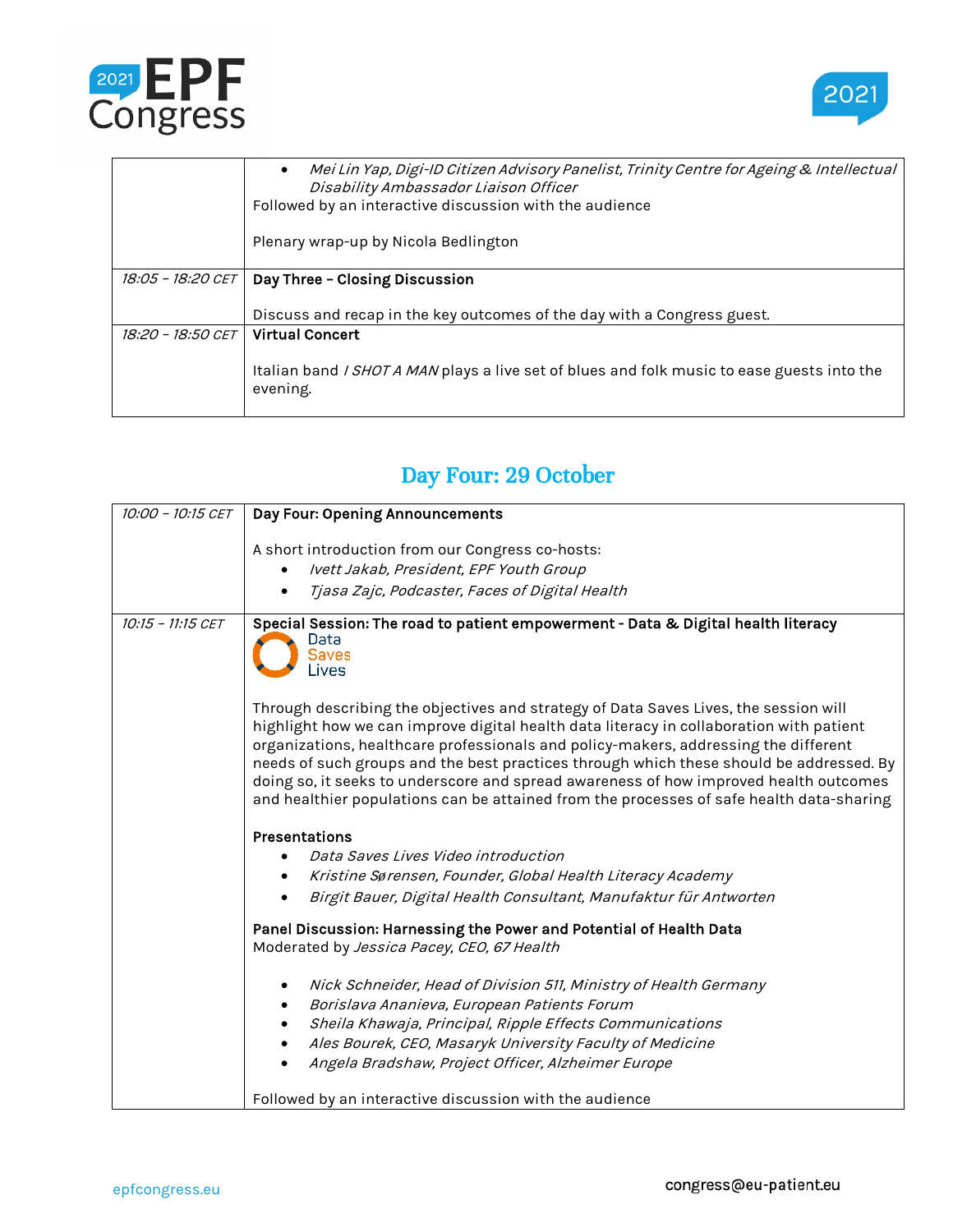| | |
|---|---|
| | • *Mei Lin Yap, Digi-ID Citizen Advisory Panelist, Trinity Centre for Ageing & Intellectual Disability Ambassador Liaison Officer*<br>Followed by an interactive discussion with the audience<br><br>Plenary wrap-up by Nicola Bedlington |
| *18:05 – 18:20 CET* | **Day Three – Closing Discussion**<br><br>Discuss and recap in the key outcomes of the day with a Congress guest. |
| *18:20 – 18:50 CET* | **Virtual Concert**<br><br>Italian band *I SHOT A MAN* plays a live set of blues and folk music to ease guests into the evening. |

## Day Four: 29 October

| | |
|---|---|
| *10:00 – 10:15 CET* | **Day Four: Opening Announcements**<br><br>A short introduction from our Congress co-hosts:<br>• *Ivett Jakab, President, EPF Youth Group*<br>• *Tjasa Zajc, Podcaster, Faces of Digital Health* |
| *10:15 – 11:15 CET* | **Special Session: The road to patient empowerment - Data & Digital health literacy**<br>Data Saves Lives<br><br>Through describing the objectives and strategy of Data Saves Lives, the session will highlight how we can improve digital health data literacy in collaboration with patient organizations, healthcare professionals and policy-makers, addressing the different needs of such groups and the best practices through which these should be addressed. By doing so, it seeks to underscore and spread awareness of how improved health outcomes and healthier populations can be attained from the processes of safe health data-sharing<br><br>**Presentations**<br>• *Data Saves Lives Video introduction*<br>• *Kristine Sørensen, Founder, Global Health Literacy Academy*<br>• *Birgit Bauer, Digital Health Consultant, Manufaktur für Antworten*<br><br>**Panel Discussion: Harnessing the Power and Potential of Health Data**<br>Moderated by *Jessica Pacey, CEO, 67 Health*<br><br>• *Nick Schneider, Head of Division 511, Ministry of Health Germany*<br>• *Borislava Ananieva, European Patients Forum*<br>• *Sheila Khawaja, Principal, Ripple Effects Communications*<br>• *Ales Bourek, CEO, Masaryk University Faculty of Medicine*<br>• *Angela Bradshaw, Project Officer, Alzheimer Europe*<br><br>Followed by an interactive discussion with the audience |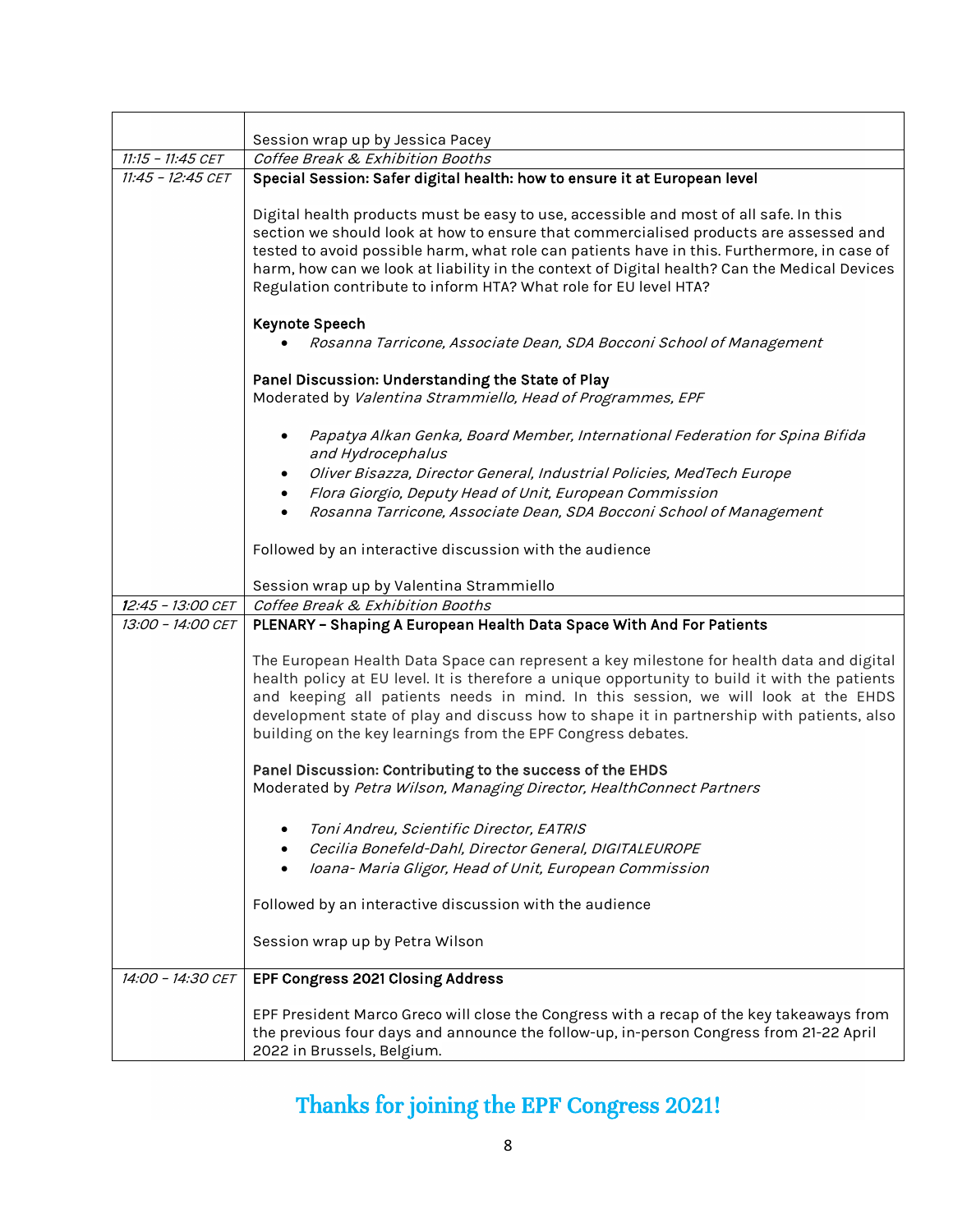| | |
|---|---|
| | Session wrap up by Jessica Pacey |
| *11:15 – 11:45 CET* | *Coffee Break & Exhibition Booths* |
| *11:45 – 12:45 CET* | **Special Session: Safer digital health: how to ensure it at European level**<br><br>Digital health products must be easy to use, accessible and most of all safe. In this section we should look at how to ensure that commercialised products are assessed and tested to avoid possible harm, what role can patients have in this. Furthermore, in case of harm, how can we look at liability in the context of Digital health? Can the Medical Devices Regulation contribute to inform HTA? What role for EU level HTA?<br><br>**Keynote Speech**<br>• *Rosanna Tarricone, Associate Dean, SDA Bocconi School of Management*<br><br>**Panel Discussion: Understanding the State of Play**<br>Moderated by *Valentina Strammiello, Head of Programmes, EPF*<br><br>• *Papatya Alkan Genka, Board Member, International Federation for Spina Bifida and Hydrocephalus*<br>• *Oliver Bisazza, Director General, Industrial Policies, MedTech Europe*<br>• *Flora Giorgio, Deputy Head of Unit, European Commission*<br>• *Rosanna Tarricone, Associate Dean, SDA Bocconi School of Management*<br><br>Followed by an interactive discussion with the audience<br><br>Session wrap up by Valentina Strammiello |
| *12:45 – 13:00 CET* | *Coffee Break & Exhibition Booths* |
| *13:00 – 14:00 CET* | **PLENARY – Shaping A European Health Data Space With And For Patients**<br><br>The European Health Data Space can represent a key milestone for health data and digital health policy at EU level. It is therefore a unique opportunity to build it with the patients and keeping all patients needs in mind. In this session, we will look at the EHDS development state of play and discuss how to shape it in partnership with patients, also building on the key learnings from the EPF Congress debates.<br><br>**Panel Discussion: Contributing to the success of the EHDS**<br>Moderated by *Petra Wilson, Managing Director, HealthConnect Partners*<br><br>• *Toni Andreu, Scientific Director, EATRIS*<br>• *Cecilia Bonefeld-Dahl, Director General, DIGITALEUROPE*<br>• *Ioana- Maria Gligor, Head of Unit, European Commission*<br><br>Followed by an interactive discussion with the audience<br><br>Session wrap up by Petra Wilson |
| *14:00 – 14:30 CET* | **EPF Congress 2021 Closing Address**<br><br>EPF President Marco Greco will close the Congress with a recap of the key takeaways from the previous four days and announce the follow-up, in-person Congress from 21-22 April 2022 in Brussels, Belgium. |

## Thanks for joining the EPF Congress 2021!